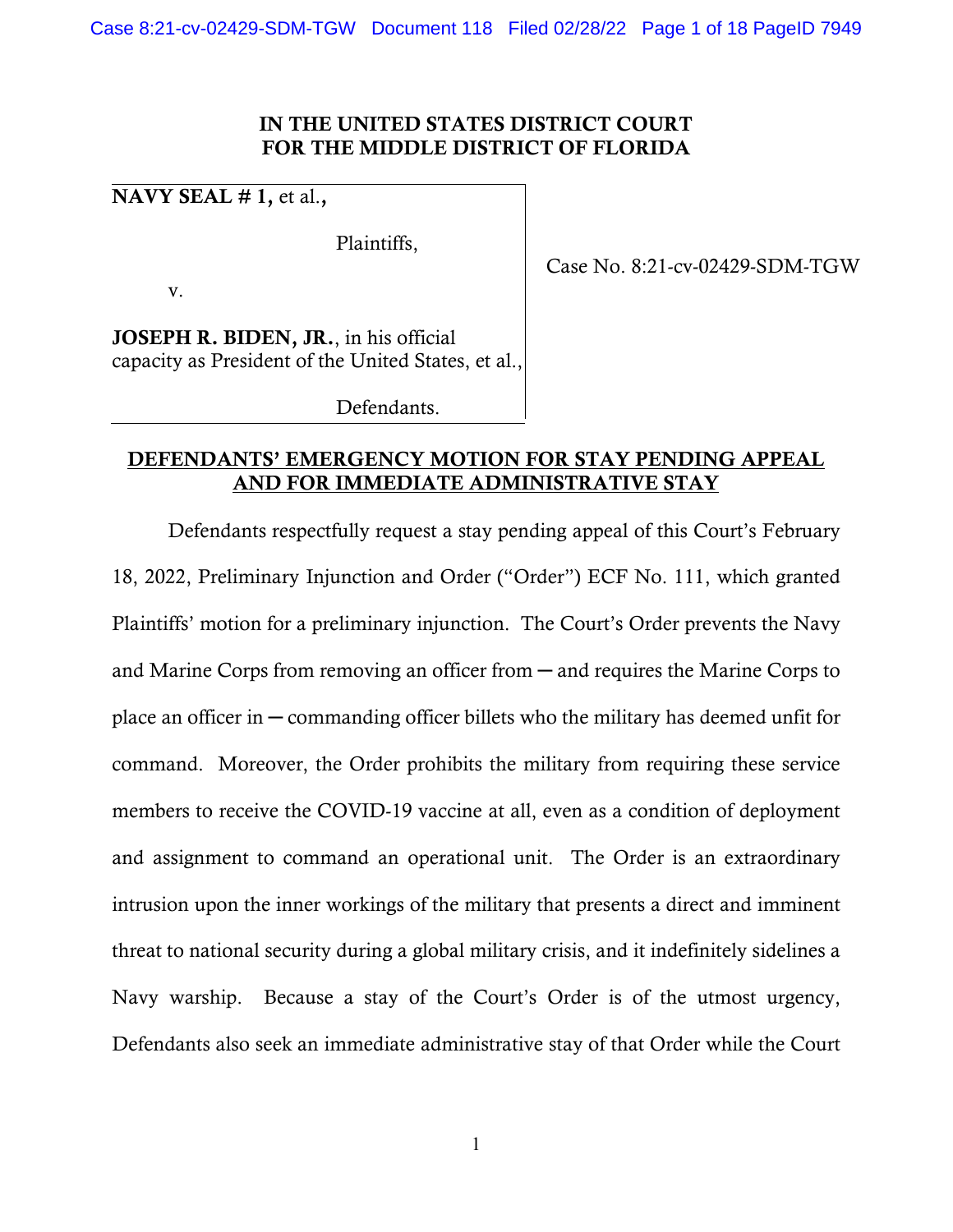**IN THE UNITED STATES DISTRICT COURT**
**FOR THE MIDDLE DISTRICT OF FLORIDA**

**NAVY SEAL # 1,** et al.**,**

Plaintiffs,

v.

**JOSEPH R. BIDEN, JR.**, in his official capacity as President of the United States, et al.,

Defendants.

Case No. 8:21-cv-02429-SDM-TGW

**DEFENDANTS' EMERGENCY MOTION FOR STAY PENDING APPEAL AND FOR IMMEDIATE ADMINISTRATIVE STAY**

Defendants respectfully request a stay pending appeal of this Court's February 18, 2022, Preliminary Injunction and Order ("Order") ECF No. 111, which granted Plaintiffs' motion for a preliminary injunction. The Court's Order prevents the Navy and Marine Corps from removing an officer from ─ and requires the Marine Corps to place an officer in ─ commanding officer billets who the military has deemed unfit for command. Moreover, the Order prohibits the military from requiring these service members to receive the COVID-19 vaccine at all, even as a condition of deployment and assignment to command an operational unit. The Order is an extraordinary intrusion upon the inner workings of the military that presents a direct and imminent threat to national security during a global military crisis, and it indefinitely sidelines a Navy warship. Because a stay of the Court's Order is of the utmost urgency, Defendants also seek an immediate administrative stay of that Order while the Court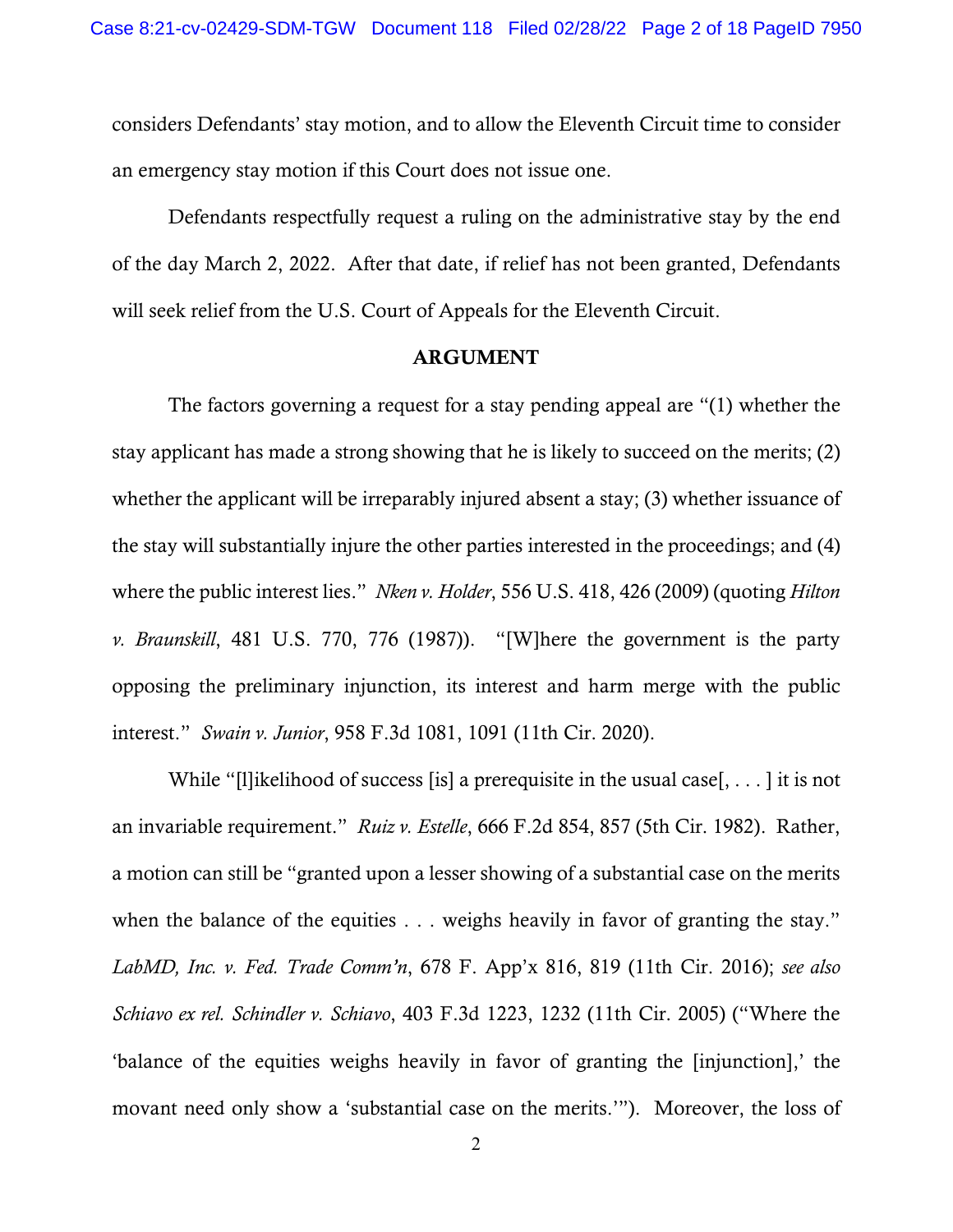considers Defendants' stay motion, and to allow the Eleventh Circuit time to consider an emergency stay motion if this Court does not issue one.

Defendants respectfully request a ruling on the administrative stay by the end of the day March 2, 2022. After that date, if relief has not been granted, Defendants will seek relief from the U.S. Court of Appeals for the Eleventh Circuit.

## ARGUMENT

The factors governing a request for a stay pending appeal are "(1) whether the stay applicant has made a strong showing that he is likely to succeed on the merits; (2) whether the applicant will be irreparably injured absent a stay; (3) whether issuance of the stay will substantially injure the other parties interested in the proceedings; and (4) where the public interest lies." *Nken v. Holder*, 556 U.S. 418, 426 (2009) (quoting *Hilton v. Braunskill*, 481 U.S. 770, 776 (1987)). "[W]here the government is the party opposing the preliminary injunction, its interest and harm merge with the public interest." *Swain v. Junior*, 958 F.3d 1081, 1091 (11th Cir. 2020).

While "[l]ikelihood of success [is] a prerequisite in the usual case[, . . . ] it is not an invariable requirement." *Ruiz v. Estelle*, 666 F.2d 854, 857 (5th Cir. 1982). Rather, a motion can still be "granted upon a lesser showing of a substantial case on the merits when the balance of the equities . . . weighs heavily in favor of granting the stay." *LabMD, Inc. v. Fed. Trade Comm'n*, 678 F. App'x 816, 819 (11th Cir. 2016); *see also Schiavo ex rel. Schindler v. Schiavo*, 403 F.3d 1223, 1232 (11th Cir. 2005) ("Where the 'balance of the equities weighs heavily in favor of granting the [injunction],' the movant need only show a 'substantial case on the merits.'"). Moreover, the loss of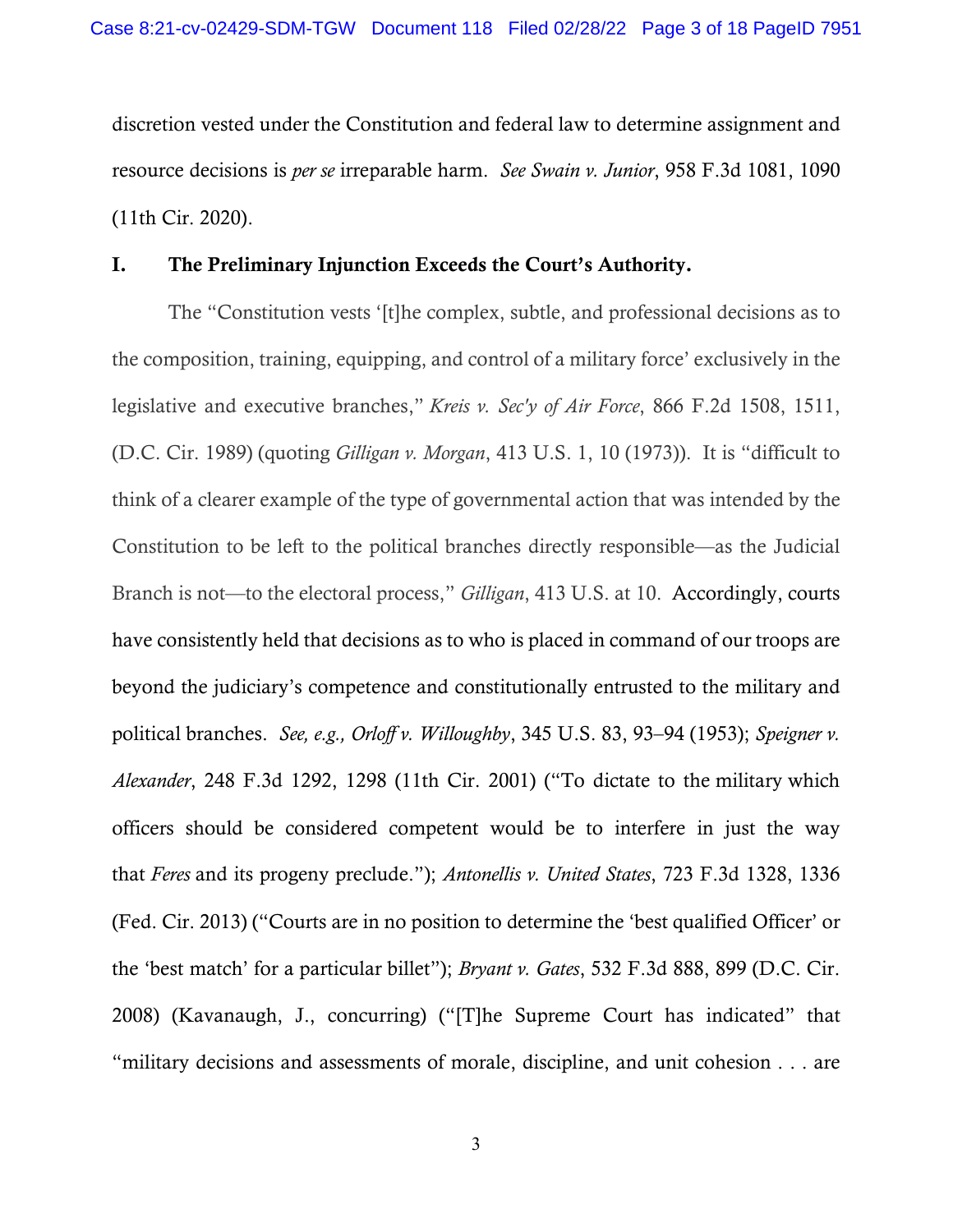discretion vested under the Constitution and federal law to determine assignment and resource decisions is *per se* irreparable harm. *See Swain v. Junior*, 958 F.3d 1081, 1090 (11th Cir. 2020).

## I. The Preliminary Injunction Exceeds the Court's Authority.

The "Constitution vests '[t]he complex, subtle, and professional decisions as to the composition, training, equipping, and control of a military force' exclusively in the legislative and executive branches," *Kreis v. Sec'y of Air Force*, 866 F.2d 1508, 1511, (D.C. Cir. 1989) (quoting *Gilligan v. Morgan*, 413 U.S. 1, 10 (1973)). It is "difficult to think of a clearer example of the type of governmental action that was intended by the Constitution to be left to the political branches directly responsible—as the Judicial Branch is not—to the electoral process," *Gilligan*, 413 U.S. at 10. Accordingly, courts have consistently held that decisions as to who is placed in command of our troops are beyond the judiciary's competence and constitutionally entrusted to the military and political branches. *See, e.g., Orloff v. Willoughby*, 345 U.S. 83, 93–94 (1953); *Speigner v. Alexander*, 248 F.3d 1292, 1298 (11th Cir. 2001) ("To dictate to the military which officers should be considered competent would be to interfere in just the way that *Feres* and its progeny preclude."); *Antonellis v. United States*, 723 F.3d 1328, 1336 (Fed. Cir. 2013) ("Courts are in no position to determine the 'best qualified Officer' or the 'best match' for a particular billet"); *Bryant v. Gates*, 532 F.3d 888, 899 (D.C. Cir. 2008) (Kavanaugh, J., concurring) ("[T]he Supreme Court has indicated" that "military decisions and assessments of morale, discipline, and unit cohesion . . . are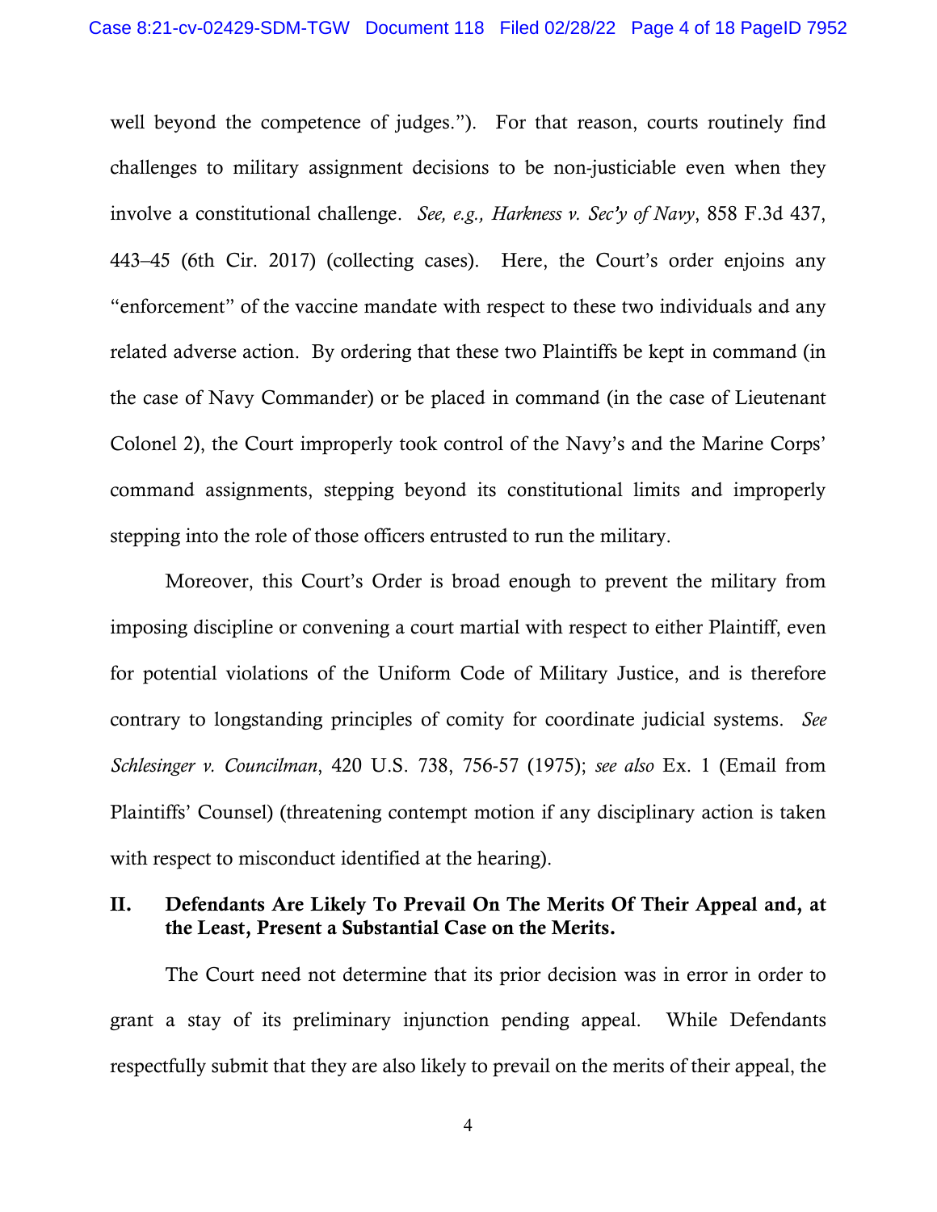well beyond the competence of judges."). For that reason, courts routinely find challenges to military assignment decisions to be non-justiciable even when they involve a constitutional challenge. *See, e.g., Harkness v. Sec'y of Navy*, 858 F.3d 437, 443–45 (6th Cir. 2017) (collecting cases). Here, the Court's order enjoins any "enforcement" of the vaccine mandate with respect to these two individuals and any related adverse action. By ordering that these two Plaintiffs be kept in command (in the case of Navy Commander) or be placed in command (in the case of Lieutenant Colonel 2), the Court improperly took control of the Navy's and the Marine Corps' command assignments, stepping beyond its constitutional limits and improperly stepping into the role of those officers entrusted to run the military.

Moreover, this Court's Order is broad enough to prevent the military from imposing discipline or convening a court martial with respect to either Plaintiff, even for potential violations of the Uniform Code of Military Justice, and is therefore contrary to longstanding principles of comity for coordinate judicial systems. *See Schlesinger v. Councilman*, 420 U.S. 738, 756-57 (1975); *see also* Ex. 1 (Email from Plaintiffs' Counsel) (threatening contempt motion if any disciplinary action is taken with respect to misconduct identified at the hearing).

## II. Defendants Are Likely To Prevail On The Merits Of Their Appeal and, at the Least, Present a Substantial Case on the Merits.

The Court need not determine that its prior decision was in error in order to grant a stay of its preliminary injunction pending appeal. While Defendants respectfully submit that they are also likely to prevail on the merits of their appeal, the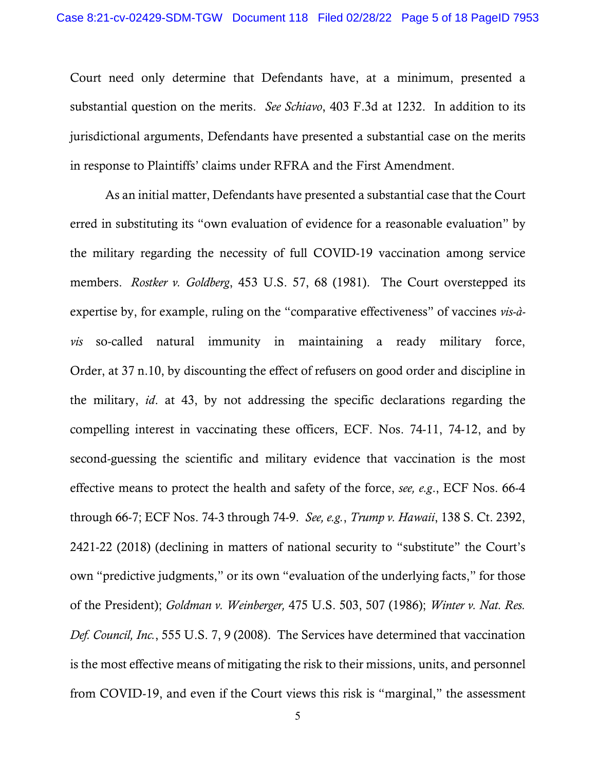Court need only determine that Defendants have, at a minimum, presented a substantial question on the merits. *See Schiavo*, 403 F.3d at 1232. In addition to its jurisdictional arguments, Defendants have presented a substantial case on the merits in response to Plaintiffs' claims under RFRA and the First Amendment.

As an initial matter, Defendants have presented a substantial case that the Court erred in substituting its "own evaluation of evidence for a reasonable evaluation" by the military regarding the necessity of full COVID-19 vaccination among service members. *Rostker v. Goldberg*, 453 U.S. 57, 68 (1981). The Court overstepped its expertise by, for example, ruling on the "comparative effectiveness" of vaccines *vis-à-vis* so-called natural immunity in maintaining a ready military force, Order, at 37 n.10, by discounting the effect of refusers on good order and discipline in the military, *id*. at 43, by not addressing the specific declarations regarding the compelling interest in vaccinating these officers, ECF. Nos. 74-11, 74-12, and by second-guessing the scientific and military evidence that vaccination is the most effective means to protect the health and safety of the force, *see, e.g.*, ECF Nos. 66-4 through 66-7; ECF Nos. 74-3 through 74-9. *See, e.g.*, *Trump v. Hawaii*, 138 S. Ct. 2392, 2421-22 (2018) (declining in matters of national security to "substitute" the Court's own "predictive judgments," or its own "evaluation of the underlying facts," for those of the President); *Goldman v. Weinberger,* 475 U.S. 503, 507 (1986); *Winter v. Nat. Res. Def. Council, Inc.*, 555 U.S. 7, 9 (2008). The Services have determined that vaccination is the most effective means of mitigating the risk to their missions, units, and personnel from COVID-19, and even if the Court views this risk is "marginal," the assessment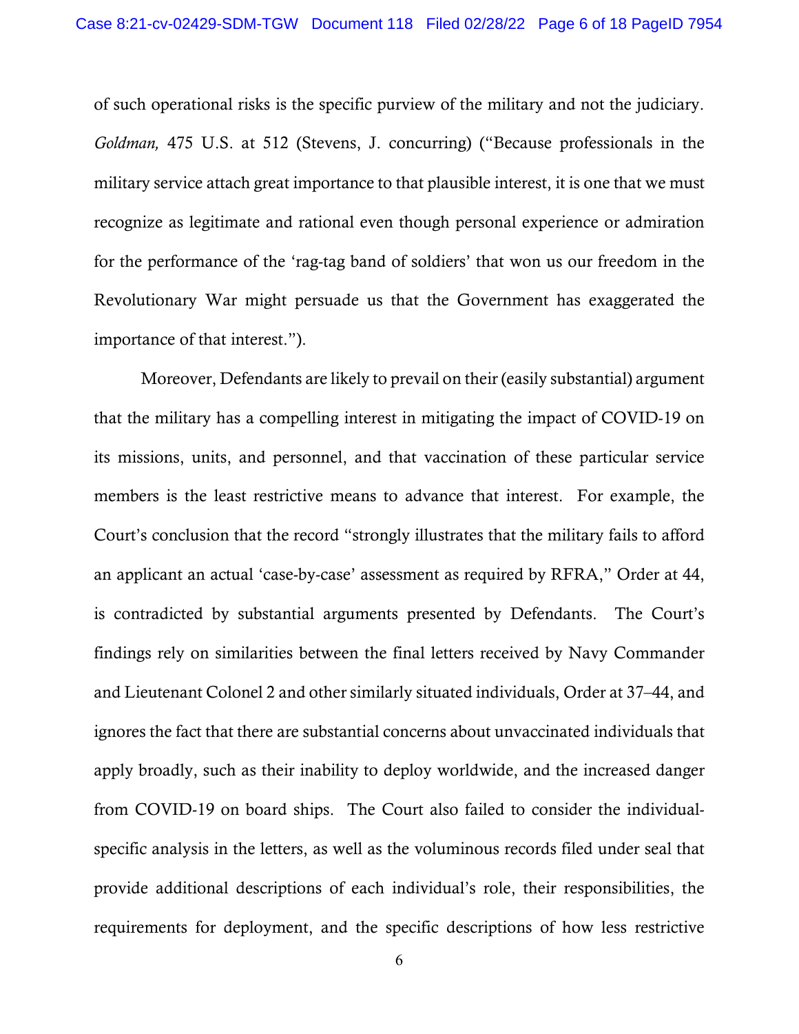of such operational risks is the specific purview of the military and not the judiciary. *Goldman,* 475 U.S. at 512 (Stevens, J. concurring) ("Because professionals in the military service attach great importance to that plausible interest, it is one that we must recognize as legitimate and rational even though personal experience or admiration for the performance of the 'rag-tag band of soldiers' that won us our freedom in the Revolutionary War might persuade us that the Government has exaggerated the importance of that interest.").

Moreover, Defendants are likely to prevail on their (easily substantial) argument that the military has a compelling interest in mitigating the impact of COVID-19 on its missions, units, and personnel, and that vaccination of these particular service members is the least restrictive means to advance that interest. For example, the Court's conclusion that the record "strongly illustrates that the military fails to afford an applicant an actual 'case-by-case' assessment as required by RFRA," Order at 44, is contradicted by substantial arguments presented by Defendants. The Court's findings rely on similarities between the final letters received by Navy Commander and Lieutenant Colonel 2 and other similarly situated individuals, Order at 37–44, and ignores the fact that there are substantial concerns about unvaccinated individuals that apply broadly, such as their inability to deploy worldwide, and the increased danger from COVID-19 on board ships. The Court also failed to consider the individual-specific analysis in the letters, as well as the voluminous records filed under seal that provide additional descriptions of each individual's role, their responsibilities, the requirements for deployment, and the specific descriptions of how less restrictive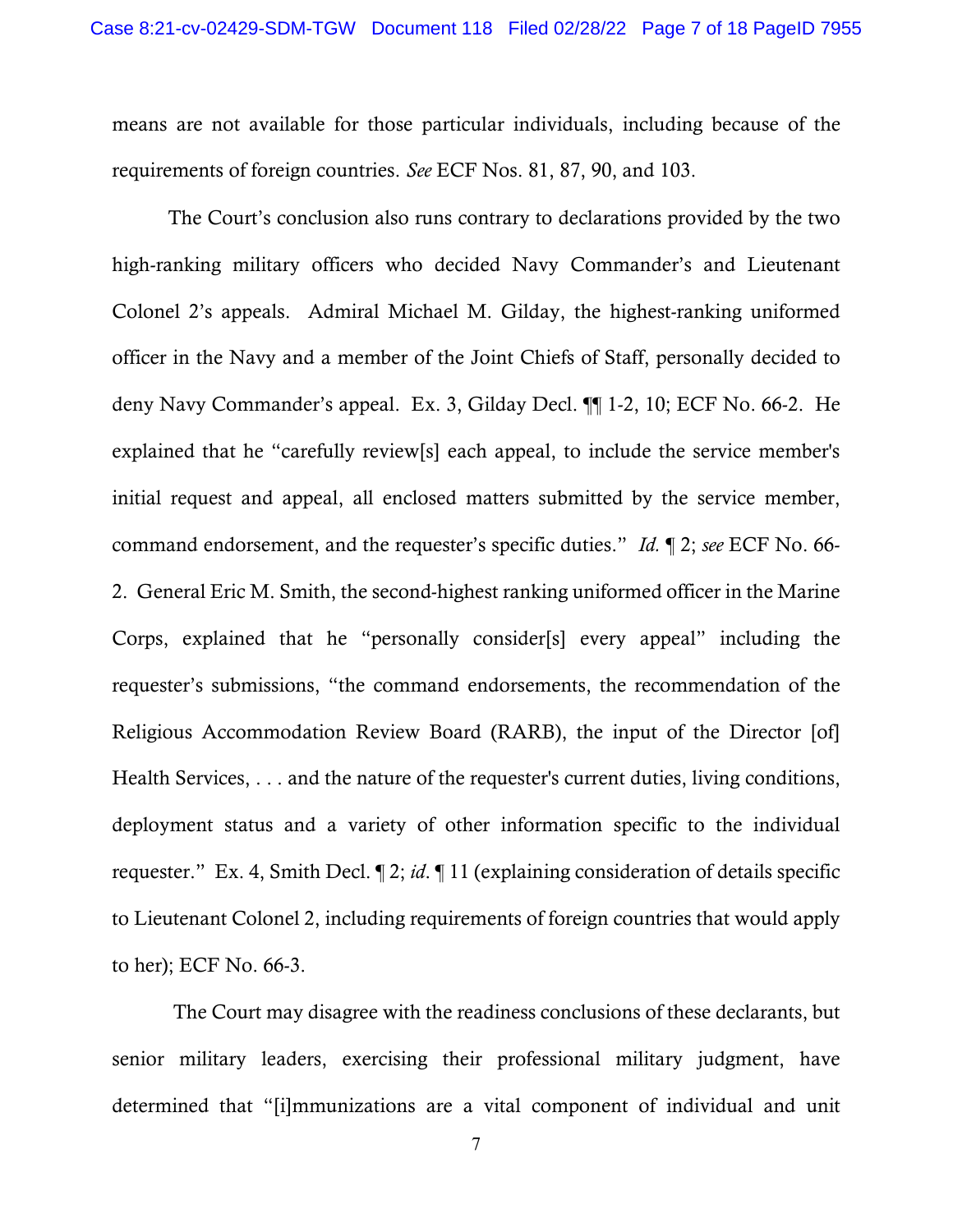means are not available for those particular individuals, including because of the requirements of foreign countries. *See* ECF Nos. 81, 87, 90, and 103.

The Court's conclusion also runs contrary to declarations provided by the two high-ranking military officers who decided Navy Commander's and Lieutenant Colonel 2's appeals. Admiral Michael M. Gilday, the highest-ranking uniformed officer in the Navy and a member of the Joint Chiefs of Staff, personally decided to deny Navy Commander's appeal. Ex. 3, Gilday Decl. ¶¶ 1-2, 10; ECF No. 66-2. He explained that he "carefully review[s] each appeal, to include the service member's initial request and appeal, all enclosed matters submitted by the service member, command endorsement, and the requester's specific duties." *Id.* ¶ 2; *see* ECF No. 66-2. General Eric M. Smith, the second-highest ranking uniformed officer in the Marine Corps, explained that he "personally consider[s] every appeal" including the requester's submissions, "the command endorsements, the recommendation of the Religious Accommodation Review Board (RARB), the input of the Director [of] Health Services, . . . and the nature of the requester's current duties, living conditions, deployment status and a variety of other information specific to the individual requester." Ex. 4, Smith Decl. ¶ 2; *id*. ¶ 11 (explaining consideration of details specific to Lieutenant Colonel 2, including requirements of foreign countries that would apply to her); ECF No. 66-3.

The Court may disagree with the readiness conclusions of these declarants, but senior military leaders, exercising their professional military judgment, have determined that "[i]mmunizations are a vital component of individual and unit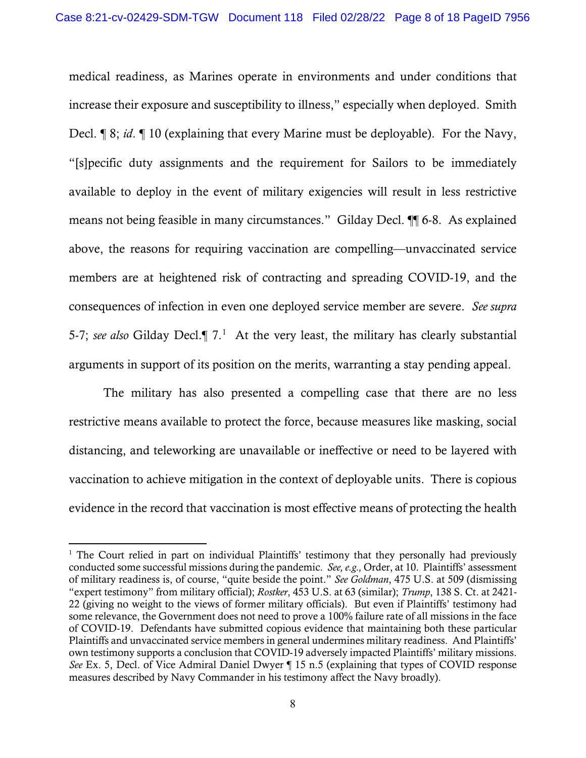medical readiness, as Marines operate in environments and under conditions that increase their exposure and susceptibility to illness," especially when deployed. Smith Decl. ¶ 8; *id*. ¶ 10 (explaining that every Marine must be deployable). For the Navy, "[s]pecific duty assignments and the requirement for Sailors to be immediately available to deploy in the event of military exigencies will result in less restrictive means not being feasible in many circumstances." Gilday Decl. ¶¶ 6-8. As explained above, the reasons for requiring vaccination are compelling—unvaccinated service members are at heightened risk of contracting and spreading COVID-19, and the consequences of infection in even one deployed service member are severe. *See supra* 5-7; *see also* Gilday Decl.¶ 7.[1] At the very least, the military has clearly substantial arguments in support of its position on the merits, warranting a stay pending appeal.

The military has also presented a compelling case that there are no less restrictive means available to protect the force, because measures like masking, social distancing, and teleworking are unavailable or ineffective or need to be layered with vaccination to achieve mitigation in the context of deployable units. There is copious evidence in the record that vaccination is most effective means of protecting the health

---

[1] The Court relied in part on individual Plaintiffs' testimony that they personally had previously conducted some successful missions during the pandemic. *See, e.g.,* Order, at 10. Plaintiffs' assessment of military readiness is, of course, "quite beside the point." *See Goldman*, 475 U.S. at 509 (dismissing "expert testimony" from military official); *Rostker*, 453 U.S. at 63 (similar); *Trump*, 138 S. Ct. at 2421-22 (giving no weight to the views of former military officials). But even if Plaintiffs' testimony had some relevance, the Government does not need to prove a 100% failure rate of all missions in the face of COVID-19. Defendants have submitted copious evidence that maintaining both these particular Plaintiffs and unvaccinated service members in general undermines military readiness. And Plaintiffs' own testimony supports a conclusion that COVID-19 adversely impacted Plaintiffs' military missions. *See* Ex. 5, Decl. of Vice Admiral Daniel Dwyer ¶ 15 n.5 (explaining that types of COVID response measures described by Navy Commander in his testimony affect the Navy broadly).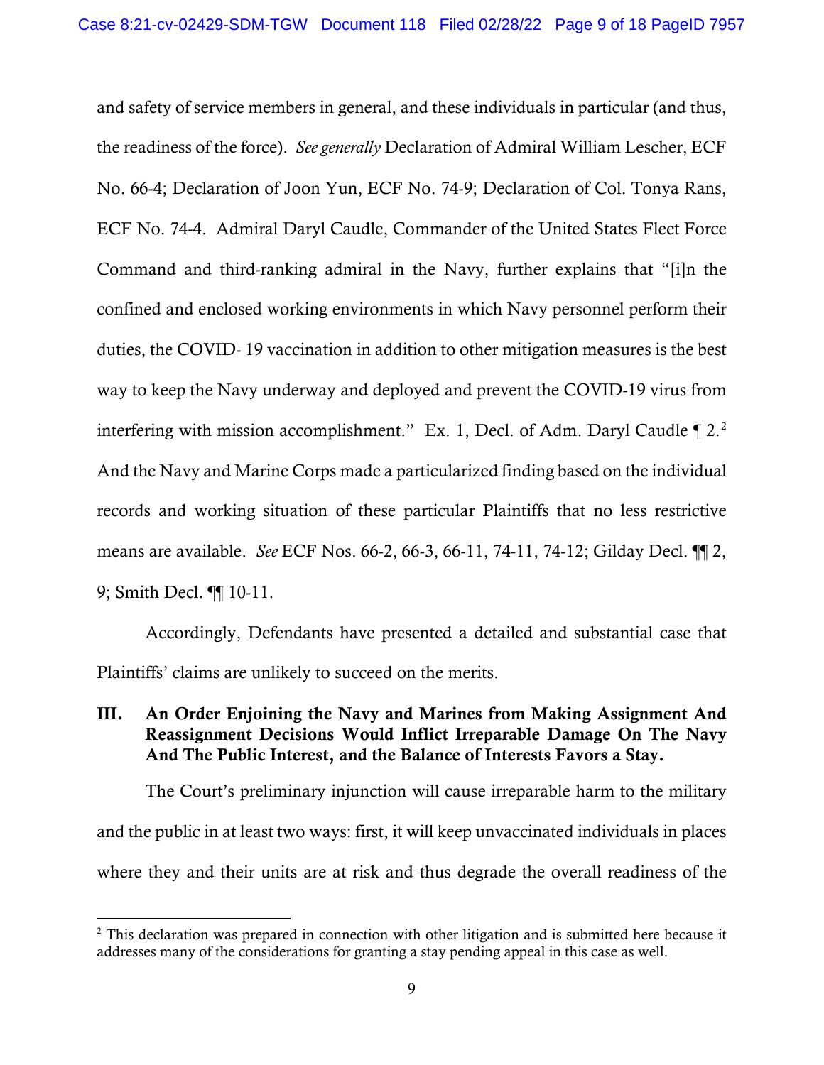and safety of service members in general, and these individuals in particular (and thus, the readiness of the force). *See generally* Declaration of Admiral William Lescher, ECF No. 66-4; Declaration of Joon Yun, ECF No. 74-9; Declaration of Col. Tonya Rans, ECF No. 74-4. Admiral Daryl Caudle, Commander of the United States Fleet Force Command and third-ranking admiral in the Navy, further explains that "[i]n the confined and enclosed working environments in which Navy personnel perform their duties, the COVID- 19 vaccination in addition to other mitigation measures is the best way to keep the Navy underway and deployed and prevent the COVID-19 virus from interfering with mission accomplishment." Ex. 1, Decl. of Adm. Daryl Caudle ¶ 2.[2] And the Navy and Marine Corps made a particularized finding based on the individual records and working situation of these particular Plaintiffs that no less restrictive means are available. *See* ECF Nos. 66-2, 66-3, 66-11, 74-11, 74-12; Gilday Decl. ¶¶ 2, 9; Smith Decl. ¶¶ 10-11.

Accordingly, Defendants have presented a detailed and substantial case that Plaintiffs' claims are unlikely to succeed on the merits.

## III. An Order Enjoining the Navy and Marines from Making Assignment And Reassignment Decisions Would Inflict Irreparable Damage On The Navy And The Public Interest, and the Balance of Interests Favors a Stay.

The Court's preliminary injunction will cause irreparable harm to the military and the public in at least two ways: first, it will keep unvaccinated individuals in places where they and their units are at risk and thus degrade the overall readiness of the

[2] This declaration was prepared in connection with other litigation and is submitted here because it addresses many of the considerations for granting a stay pending appeal in this case as well.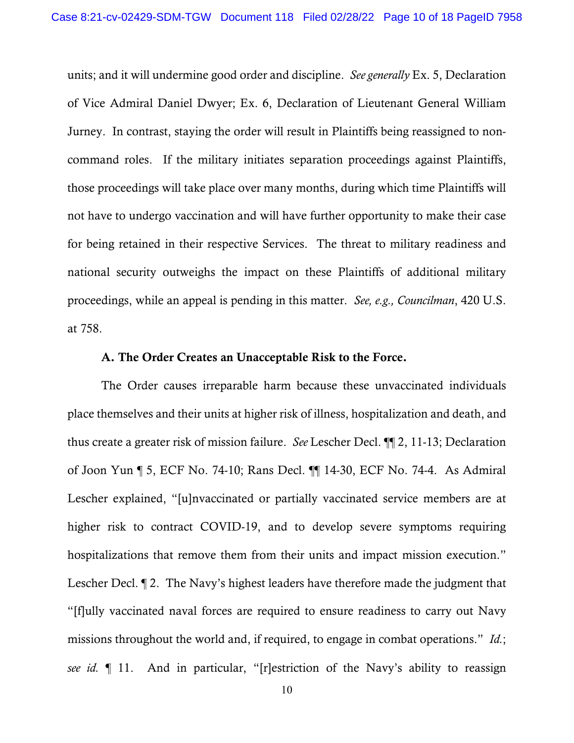units; and it will undermine good order and discipline. *See generally* Ex. 5, Declaration of Vice Admiral Daniel Dwyer; Ex. 6, Declaration of Lieutenant General William Jurney. In contrast, staying the order will result in Plaintiffs being reassigned to non-command roles. If the military initiates separation proceedings against Plaintiffs, those proceedings will take place over many months, during which time Plaintiffs will not have to undergo vaccination and will have further opportunity to make their case for being retained in their respective Services. The threat to military readiness and national security outweighs the impact on these Plaintiffs of additional military proceedings, while an appeal is pending in this matter. *See, e.g., Councilman*, 420 U.S. at 758.

### A. The Order Creates an Unacceptable Risk to the Force.

The Order causes irreparable harm because these unvaccinated individuals place themselves and their units at higher risk of illness, hospitalization and death, and thus create a greater risk of mission failure. *See* Lescher Decl. ¶¶ 2, 11-13; Declaration of Joon Yun ¶ 5, ECF No. 74-10; Rans Decl. ¶¶ 14-30, ECF No. 74-4. As Admiral Lescher explained, "[u]nvaccinated or partially vaccinated service members are at higher risk to contract COVID-19, and to develop severe symptoms requiring hospitalizations that remove them from their units and impact mission execution." Lescher Decl. ¶ 2. The Navy's highest leaders have therefore made the judgment that "[f]ully vaccinated naval forces are required to ensure readiness to carry out Navy missions throughout the world and, if required, to engage in combat operations." *Id.*; *see id.* ¶ 11. And in particular, "[r]estriction of the Navy's ability to reassign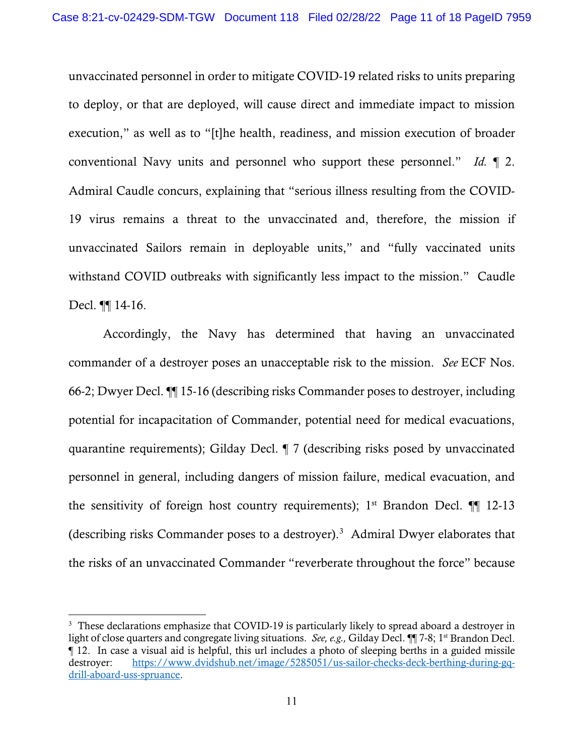unvaccinated personnel in order to mitigate COVID-19 related risks to units preparing to deploy, or that are deployed, will cause direct and immediate impact to mission execution," as well as to "[t]he health, readiness, and mission execution of broader conventional Navy units and personnel who support these personnel." *Id.* ¶ 2. Admiral Caudle concurs, explaining that "serious illness resulting from the COVID-19 virus remains a threat to the unvaccinated and, therefore, the mission if unvaccinated Sailors remain in deployable units," and "fully vaccinated units withstand COVID outbreaks with significantly less impact to the mission." Caudle Decl. ¶¶ 14-16.

Accordingly, the Navy has determined that having an unvaccinated commander of a destroyer poses an unacceptable risk to the mission. *See* ECF Nos. 66-2; Dwyer Decl. ¶¶ 15-16 (describing risks Commander poses to destroyer, including potential for incapacitation of Commander, potential need for medical evacuations, quarantine requirements); Gilday Decl. ¶ 7 (describing risks posed by unvaccinated personnel in general, including dangers of mission failure, medical evacuation, and the sensitivity of foreign host country requirements); 1st Brandon Decl. ¶¶ 12-13 (describing risks Commander poses to a destroyer).[3] Admiral Dwyer elaborates that the risks of an unvaccinated Commander "reverberate throughout the force" because

---

[3] These declarations emphasize that COVID-19 is particularly likely to spread aboard a destroyer in light of close quarters and congregate living situations. *See, e.g.,* Gilday Decl. ¶¶ 7-8; 1st Brandon Decl. ¶ 12. In case a visual aid is helpful, this url includes a photo of sleeping berths in a guided missile destroyer: https://www.dvidshub.net/image/5285051/us-sailor-checks-deck-berthing-during-gq-drill-aboard-uss-spruance.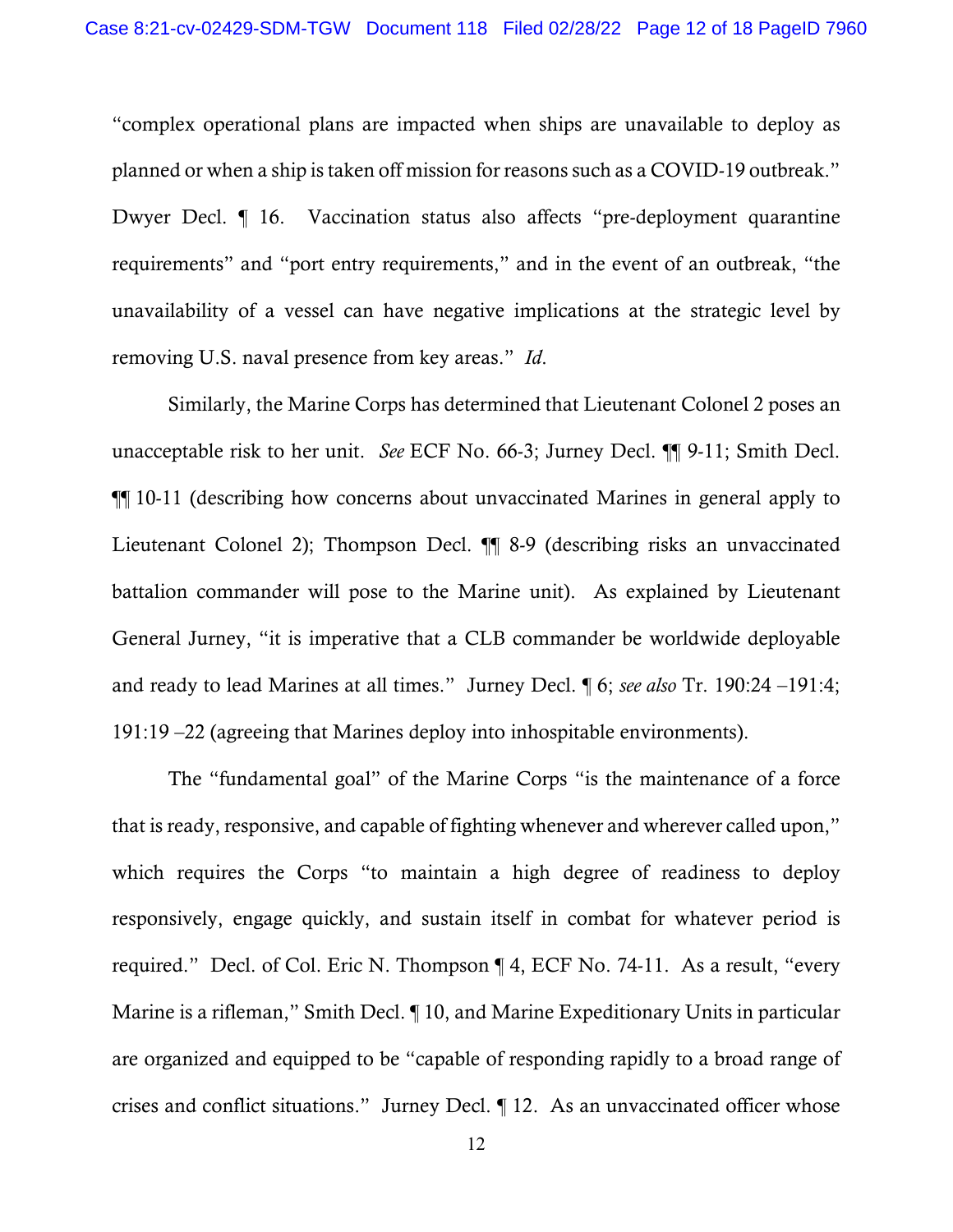"complex operational plans are impacted when ships are unavailable to deploy as planned or when a ship is taken off mission for reasons such as a COVID-19 outbreak." Dwyer Decl. ¶ 16. Vaccination status also affects "pre-deployment quarantine requirements" and "port entry requirements," and in the event of an outbreak, "the unavailability of a vessel can have negative implications at the strategic level by removing U.S. naval presence from key areas." *Id*.

Similarly, the Marine Corps has determined that Lieutenant Colonel 2 poses an unacceptable risk to her unit. *See* ECF No. 66-3; Jurney Decl. ¶¶ 9-11; Smith Decl. ¶¶ 10-11 (describing how concerns about unvaccinated Marines in general apply to Lieutenant Colonel 2); Thompson Decl. ¶¶ 8-9 (describing risks an unvaccinated battalion commander will pose to the Marine unit). As explained by Lieutenant General Jurney, "it is imperative that a CLB commander be worldwide deployable and ready to lead Marines at all times." Jurney Decl. ¶ 6; *see also* Tr. 190:24 –191:4; 191:19 –22 (agreeing that Marines deploy into inhospitable environments).

The "fundamental goal" of the Marine Corps "is the maintenance of a force that is ready, responsive, and capable of fighting whenever and wherever called upon," which requires the Corps "to maintain a high degree of readiness to deploy responsively, engage quickly, and sustain itself in combat for whatever period is required." Decl. of Col. Eric N. Thompson ¶ 4, ECF No. 74-11. As a result, "every Marine is a rifleman," Smith Decl. ¶ 10, and Marine Expeditionary Units in particular are organized and equipped to be "capable of responding rapidly to a broad range of crises and conflict situations." Jurney Decl. ¶ 12. As an unvaccinated officer whose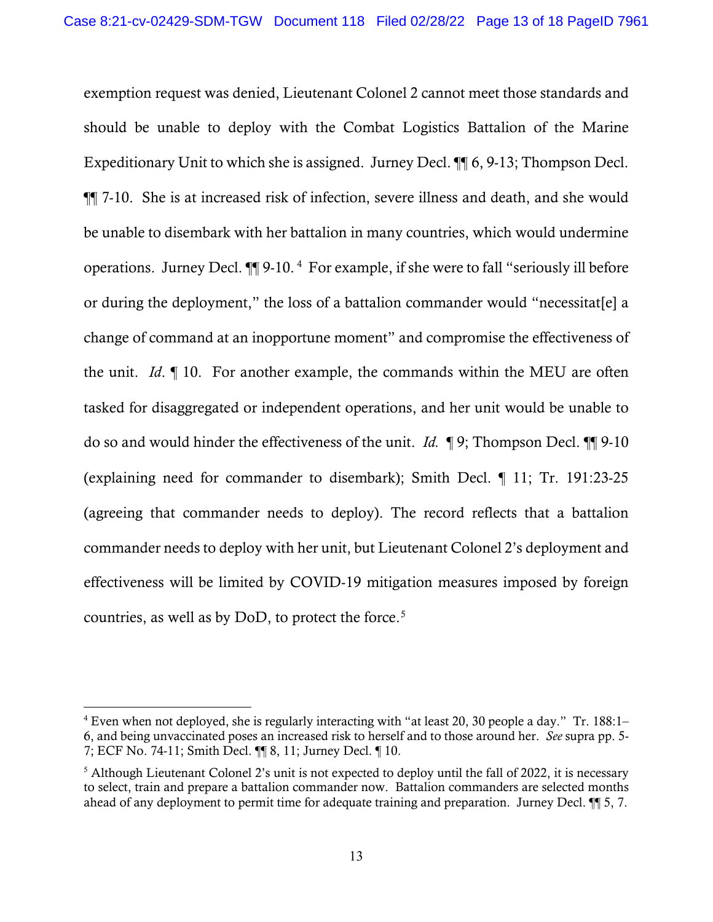exemption request was denied, Lieutenant Colonel 2 cannot meet those standards and should be unable to deploy with the Combat Logistics Battalion of the Marine Expeditionary Unit to which she is assigned. Jurney Decl. ¶¶ 6, 9-13; Thompson Decl. ¶¶ 7-10. She is at increased risk of infection, severe illness and death, and she would be unable to disembark with her battalion in many countries, which would undermine operations. Jurney Decl. ¶¶ 9-10.[4] For example, if she were to fall "seriously ill before or during the deployment," the loss of a battalion commander would "necessitat[e] a change of command at an inopportune moment" and compromise the effectiveness of the unit. *Id*. ¶ 10. For another example, the commands within the MEU are often tasked for disaggregated or independent operations, and her unit would be unable to do so and would hinder the effectiveness of the unit. *Id.* ¶ 9; Thompson Decl. ¶¶ 9-10 (explaining need for commander to disembark); Smith Decl. ¶ 11; Tr. 191:23-25 (agreeing that commander needs to deploy). The record reflects that a battalion commander needs to deploy with her unit, but Lieutenant Colonel 2's deployment and effectiveness will be limited by COVID-19 mitigation measures imposed by foreign countries, as well as by DoD, to protect the force.[5]

---

[4] Even when not deployed, she is regularly interacting with "at least 20, 30 people a day." Tr. 188:1–6, and being unvaccinated poses an increased risk to herself and to those around her. *See* supra pp. 5-7; ECF No. 74-11; Smith Decl. ¶¶ 8, 11; Jurney Decl. ¶ 10.

[5] Although Lieutenant Colonel 2's unit is not expected to deploy until the fall of 2022, it is necessary to select, train and prepare a battalion commander now. Battalion commanders are selected months ahead of any deployment to permit time for adequate training and preparation. Jurney Decl. ¶¶ 5, 7.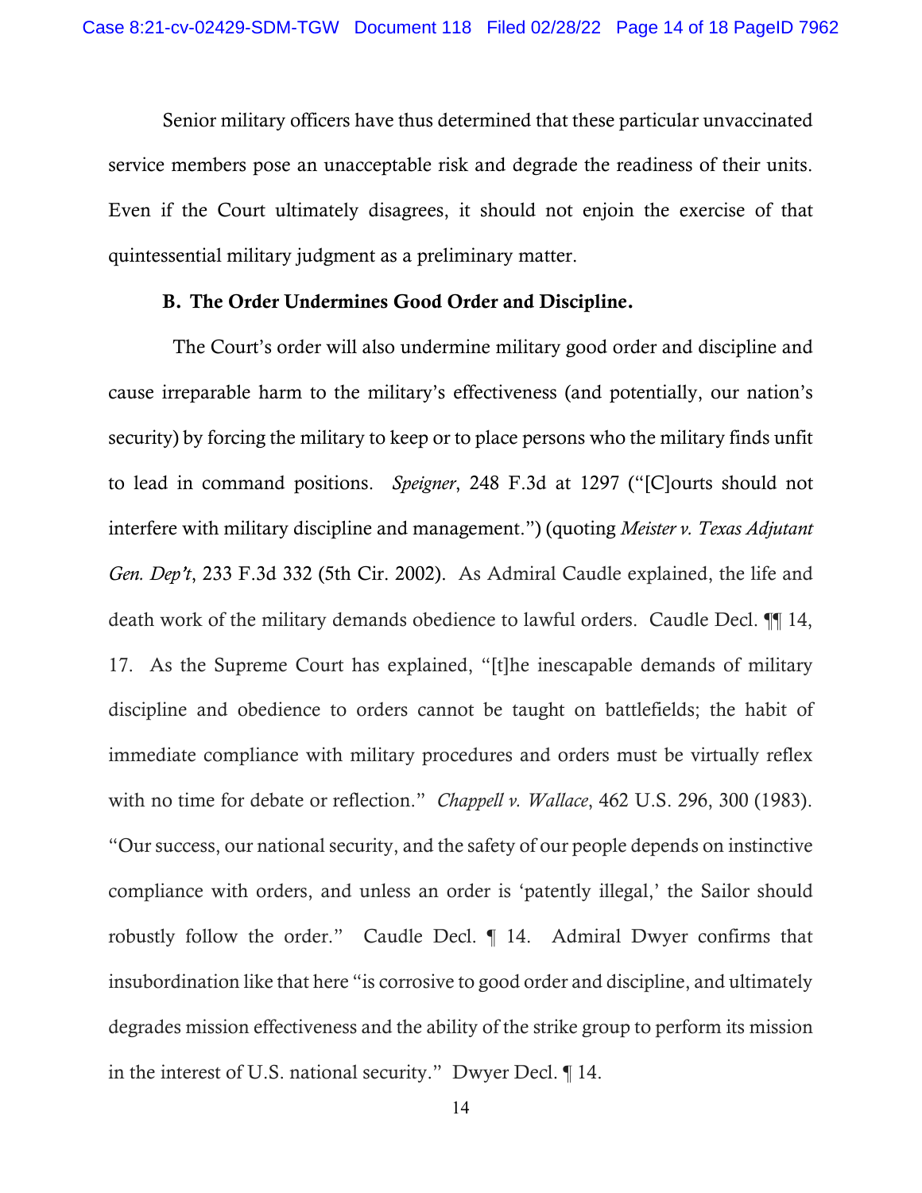Senior military officers have thus determined that these particular unvaccinated service members pose an unacceptable risk and degrade the readiness of their units. Even if the Court ultimately disagrees, it should not enjoin the exercise of that quintessential military judgment as a preliminary matter.

### B. The Order Undermines Good Order and Discipline.

The Court's order will also undermine military good order and discipline and cause irreparable harm to the military's effectiveness (and potentially, our nation's security) by forcing the military to keep or to place persons who the military finds unfit to lead in command positions. *Speigner*, 248 F.3d at 1297 ("[C]ourts should not interfere with military discipline and management.") (quoting *Meister v. Texas Adjutant Gen. Dep't*, 233 F.3d 332 (5th Cir. 2002). As Admiral Caudle explained, the life and death work of the military demands obedience to lawful orders. Caudle Decl. ¶¶ 14, 17. As the Supreme Court has explained, "[t]he inescapable demands of military discipline and obedience to orders cannot be taught on battlefields; the habit of immediate compliance with military procedures and orders must be virtually reflex with no time for debate or reflection." *Chappell v. Wallace*, 462 U.S. 296, 300 (1983). "Our success, our national security, and the safety of our people depends on instinctive compliance with orders, and unless an order is 'patently illegal,' the Sailor should robustly follow the order." Caudle Decl. ¶ 14. Admiral Dwyer confirms that insubordination like that here "is corrosive to good order and discipline, and ultimately degrades mission effectiveness and the ability of the strike group to perform its mission in the interest of U.S. national security." Dwyer Decl. ¶ 14.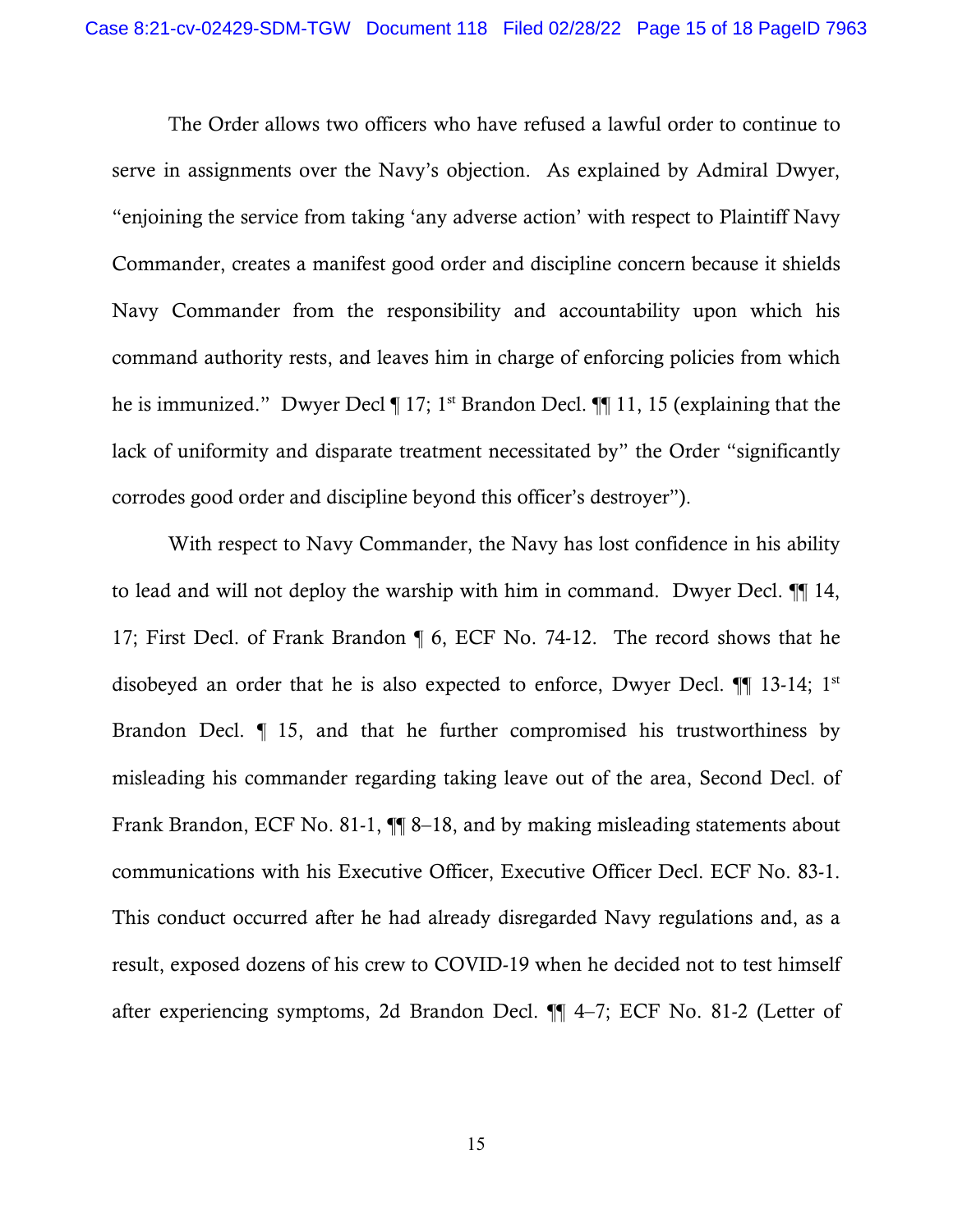The Order allows two officers who have refused a lawful order to continue to serve in assignments over the Navy's objection. As explained by Admiral Dwyer, "enjoining the service from taking 'any adverse action' with respect to Plaintiff Navy Commander, creates a manifest good order and discipline concern because it shields Navy Commander from the responsibility and accountability upon which his command authority rests, and leaves him in charge of enforcing policies from which he is immunized." Dwyer Decl ¶ 17; 1st Brandon Decl. ¶¶ 11, 15 (explaining that the lack of uniformity and disparate treatment necessitated by" the Order "significantly corrodes good order and discipline beyond this officer's destroyer").

With respect to Navy Commander, the Navy has lost confidence in his ability to lead and will not deploy the warship with him in command. Dwyer Decl. ¶¶ 14, 17; First Decl. of Frank Brandon ¶ 6, ECF No. 74-12. The record shows that he disobeyed an order that he is also expected to enforce, Dwyer Decl. ¶¶ 13-14; 1st Brandon Decl. ¶ 15, and that he further compromised his trustworthiness by misleading his commander regarding taking leave out of the area, Second Decl. of Frank Brandon, ECF No. 81-1, ¶¶ 8–18, and by making misleading statements about communications with his Executive Officer, Executive Officer Decl. ECF No. 83-1. This conduct occurred after he had already disregarded Navy regulations and, as a result, exposed dozens of his crew to COVID-19 when he decided not to test himself after experiencing symptoms, 2d Brandon Decl. ¶¶ 4–7; ECF No. 81-2 (Letter of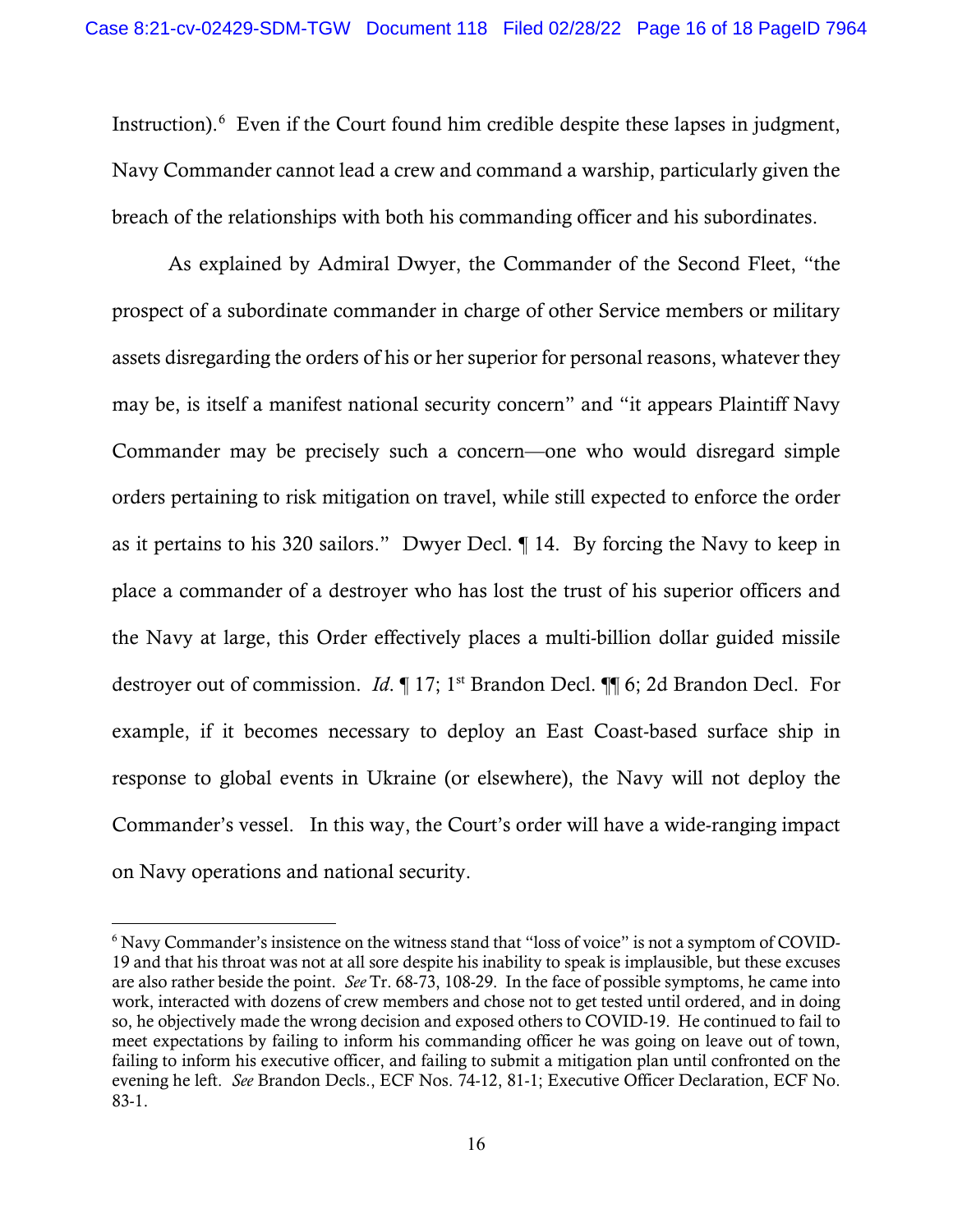Instruction).[6] Even if the Court found him credible despite these lapses in judgment, Navy Commander cannot lead a crew and command a warship, particularly given the breach of the relationships with both his commanding officer and his subordinates.

As explained by Admiral Dwyer, the Commander of the Second Fleet, "the prospect of a subordinate commander in charge of other Service members or military assets disregarding the orders of his or her superior for personal reasons, whatever they may be, is itself a manifest national security concern" and "it appears Plaintiff Navy Commander may be precisely such a concern—one who would disregard simple orders pertaining to risk mitigation on travel, while still expected to enforce the order as it pertains to his 320 sailors." Dwyer Decl. ¶ 14. By forcing the Navy to keep in place a commander of a destroyer who has lost the trust of his superior officers and the Navy at large, this Order effectively places a multi-billion dollar guided missile destroyer out of commission. *Id.* ¶ 17; 1st Brandon Decl. ¶¶ 6; 2d Brandon Decl. For example, if it becomes necessary to deploy an East Coast-based surface ship in response to global events in Ukraine (or elsewhere), the Navy will not deploy the Commander's vessel. In this way, the Court's order will have a wide-ranging impact on Navy operations and national security.

---

[6] Navy Commander's insistence on the witness stand that "loss of voice" is not a symptom of COVID-19 and that his throat was not at all sore despite his inability to speak is implausible, but these excuses are also rather beside the point. *See* Tr. 68-73, 108-29. In the face of possible symptoms, he came into work, interacted with dozens of crew members and chose not to get tested until ordered, and in doing so, he objectively made the wrong decision and exposed others to COVID-19. He continued to fail to meet expectations by failing to inform his commanding officer he was going on leave out of town, failing to inform his executive officer, and failing to submit a mitigation plan until confronted on the evening he left. *See* Brandon Decls., ECF Nos. 74-12, 81-1; Executive Officer Declaration, ECF No. 83-1.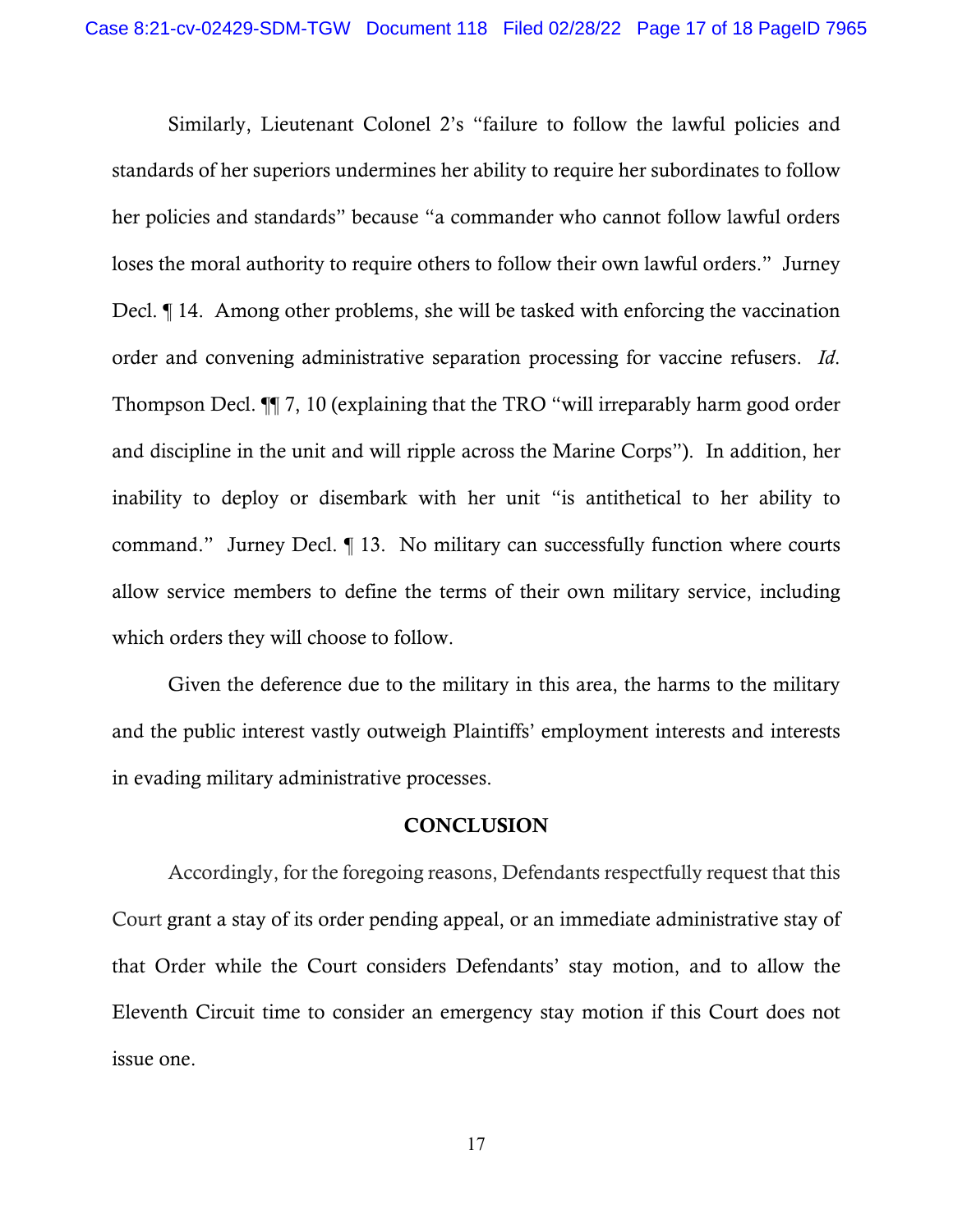Similarly, Lieutenant Colonel 2's "failure to follow the lawful policies and standards of her superiors undermines her ability to require her subordinates to follow her policies and standards" because "a commander who cannot follow lawful orders loses the moral authority to require others to follow their own lawful orders." Jurney Decl. ¶ 14. Among other problems, she will be tasked with enforcing the vaccination order and convening administrative separation processing for vaccine refusers. *Id.* Thompson Decl. ¶¶ 7, 10 (explaining that the TRO "will irreparably harm good order and discipline in the unit and will ripple across the Marine Corps"). In addition, her inability to deploy or disembark with her unit "is antithetical to her ability to command." Jurney Decl. ¶ 13. No military can successfully function where courts allow service members to define the terms of their own military service, including which orders they will choose to follow.

Given the deference due to the military in this area, the harms to the military and the public interest vastly outweigh Plaintiffs' employment interests and interests in evading military administrative processes.

## CONCLUSION

Accordingly, for the foregoing reasons, Defendants respectfully request that this Court grant a stay of its order pending appeal, or an immediate administrative stay of that Order while the Court considers Defendants' stay motion, and to allow the Eleventh Circuit time to consider an emergency stay motion if this Court does not issue one.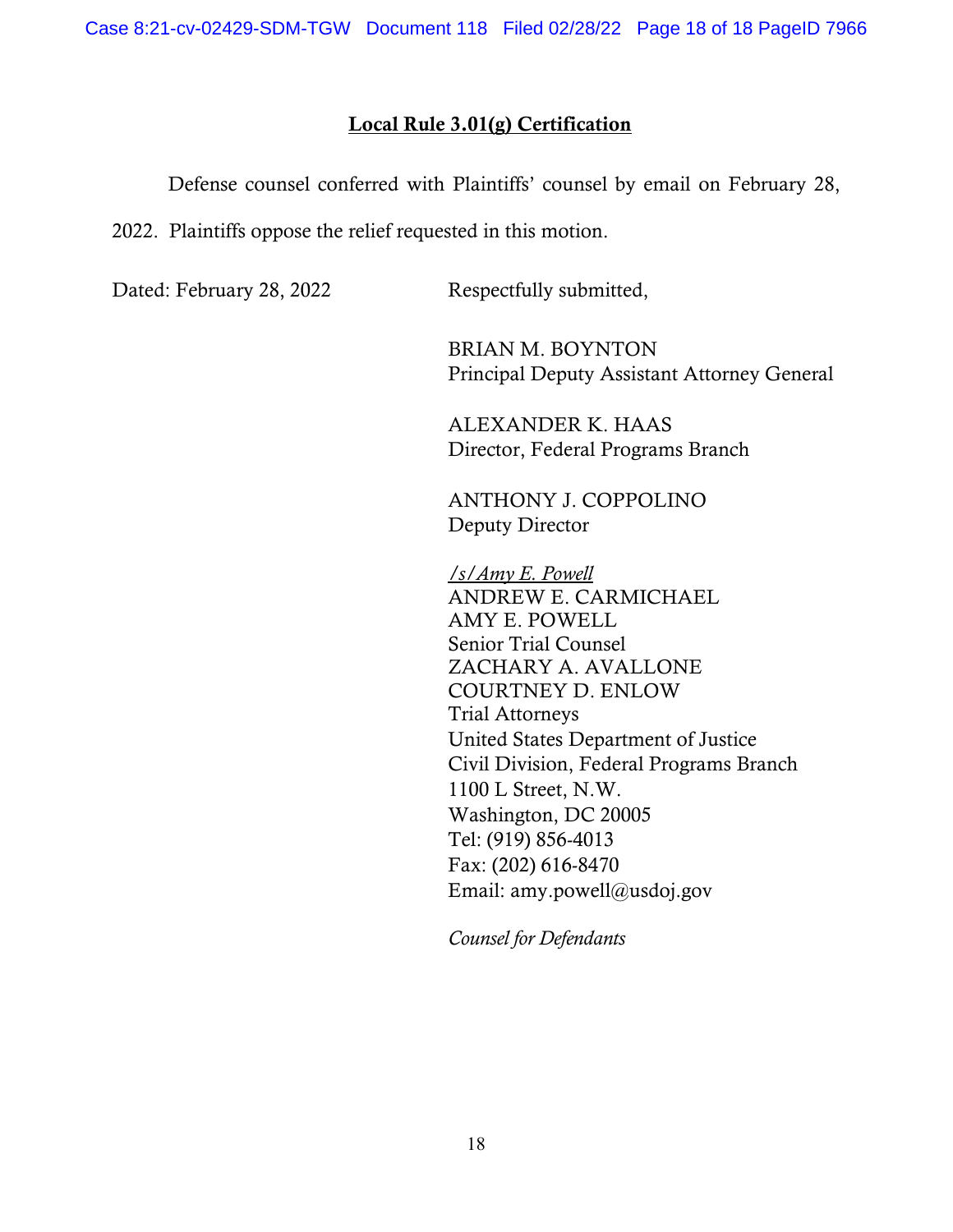## Local Rule 3.01(g) Certification

Defense counsel conferred with Plaintiffs' counsel by email on February 28, 2022. Plaintiffs oppose the relief requested in this motion.

Dated: February 28, 2022

Respectfully submitted,

BRIAN M. BOYNTON
Principal Deputy Assistant Attorney General

ALEXANDER K. HAAS
Director, Federal Programs Branch

ANTHONY J. COPPOLINO
Deputy Director

*/s/Amy E. Powell*
ANDREW E. CARMICHAEL
AMY E. POWELL
Senior Trial Counsel
ZACHARY A. AVALLONE
COURTNEY D. ENLOW
Trial Attorneys
United States Department of Justice
Civil Division, Federal Programs Branch
1100 L Street, N.W.
Washington, DC 20005
Tel: (919) 856-4013
Fax: (202) 616-8470
Email: amy.powell@usdoj.gov

*Counsel for Defendants*